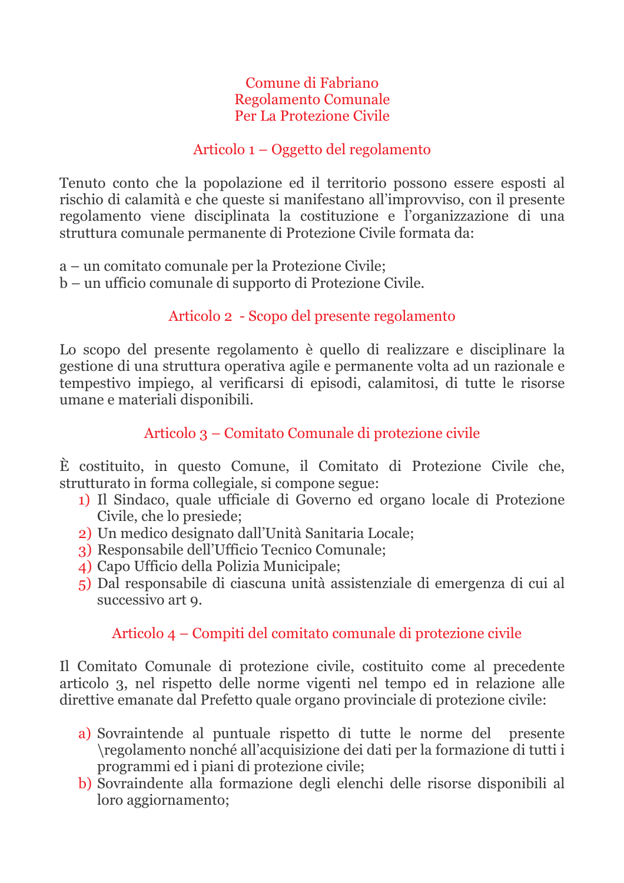# Comune di Fabriano
# Regolamento Comunale
# Per La Protezione Civile

## Articolo 1 – Oggetto del regolamento

Tenuto conto che la popolazione ed il territorio possono essere esposti al rischio di calamità e che queste si manifestano all'improvviso, con il presente regolamento viene disciplinata la costituzione e l'organizzazione di una struttura comunale permanente di Protezione Civile formata da:

a – un comitato comunale per la Protezione Civile;
b – un ufficio comunale di supporto di Protezione Civile.

## Articolo 2 - Scopo del presente regolamento

Lo scopo del presente regolamento è quello di realizzare e disciplinare la gestione di una struttura operativa agile e permanente volta ad un razionale e tempestivo impiego, al verificarsi di episodi, calamitosi, di tutte le risorse umane e materiali disponibili.

## Articolo 3 – Comitato Comunale di protezione civile

È costituito, in questo Comune, il Comitato di Protezione Civile che, strutturato in forma collegiale, si compone segue:

1) Il Sindaco, quale ufficiale di Governo ed organo locale di Protezione Civile, che lo presiede;
2) Un medico designato dall'Unità Sanitaria Locale;
3) Responsabile dell'Ufficio Tecnico Comunale;
4) Capo Ufficio della Polizia Municipale;
5) Dal responsabile di ciascuna unità assistenziale di emergenza di cui al successivo art 9.

## Articolo 4 – Compiti del comitato comunale di protezione civile

Il Comitato Comunale di protezione civile, costituito come al precedente articolo 3, nel rispetto delle norme vigenti nel tempo ed in relazione alle direttive emanate dal Prefetto quale organo provinciale di protezione civile:

a) Sovraintende al puntuale rispetto di tutte le norme del presente \regolamento nonché all'acquisizione dei dati per la formazione di tutti i programmi ed i piani di protezione civile;
b) Sovraindente alla formazione degli elenchi delle risorse disponibili al loro aggiornamento;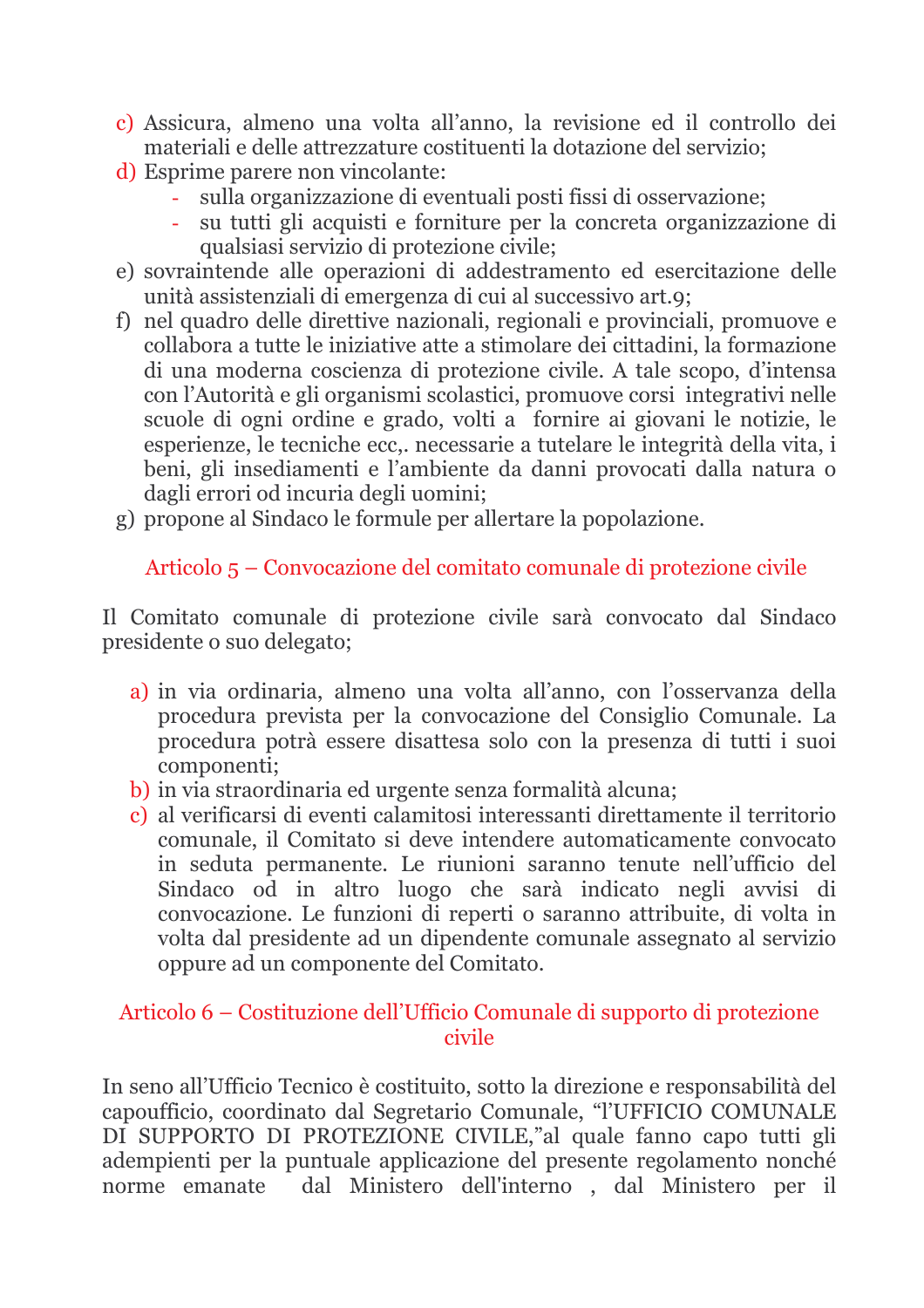c) Assicura, almeno una volta all'anno, la revisione ed il controllo dei materiali e delle attrezzature costituenti la dotazione del servizio;
d) Esprime parere non vincolante:
   - sulla organizzazione di eventuali posti fissi di osservazione;
   - su tutti gli acquisti e forniture per la concreta organizzazione di qualsiasi servizio di protezione civile;
e) sovraintende alle operazioni di addestramento ed esercitazione delle unità assistenziali di emergenza di cui al successivo art.9;
f) nel quadro delle direttive nazionali, regionali e provinciali, promuove e collabora a tutte le iniziative atte a stimolare dei cittadini, la formazione di una moderna coscienza di protezione civile. A tale scopo, d'intensa con l'Autorità e gli organismi scolastici, promuove corsi integrativi nelle scuole di ogni ordine e grado, volti a fornire ai giovani le notizie, le esperienze, le tecniche ecc,. necessarie a tutelare le integrità della vita, i beni, gli insediamenti e l'ambiente da danni provocati dalla natura o dagli errori od incuria degli uomini;
g) propone al Sindaco le formule per allertare la popolazione.

## Articolo 5 – Convocazione del comitato comunale di protezione civile

Il Comitato comunale di protezione civile sarà convocato dal Sindaco presidente o suo delegato;

a) in via ordinaria, almeno una volta all'anno, con l'osservanza della procedura prevista per la convocazione del Consiglio Comunale. La procedura potrà essere disattesa solo con la presenza di tutti i suoi componenti;
b) in via straordinaria ed urgente senza formalità alcuna;
c) al verificarsi di eventi calamitosi interessanti direttamente il territorio comunale, il Comitato si deve intendere automaticamente convocato in seduta permanente. Le riunioni saranno tenute nell'ufficio del Sindaco od in altro luogo che sarà indicato negli avvisi di convocazione. Le funzioni di reperti o saranno attribuite, di volta in volta dal presidente ad un dipendente comunale assegnato al servizio oppure ad un componente del Comitato.

## Articolo 6 – Costituzione dell'Ufficio Comunale di supporto di protezione civile

In seno all'Ufficio Tecnico è costituito, sotto la direzione e responsabilità del capoufficio, coordinato dal Segretario Comunale, "l'UFFICIO COMUNALE DI SUPPORTO DI PROTEZIONE CIVILE,"al quale fanno capo tutti gli adempienti per la puntuale applicazione del presente regolamento nonché norme emanate dal Ministero dell'interno , dal Ministero per il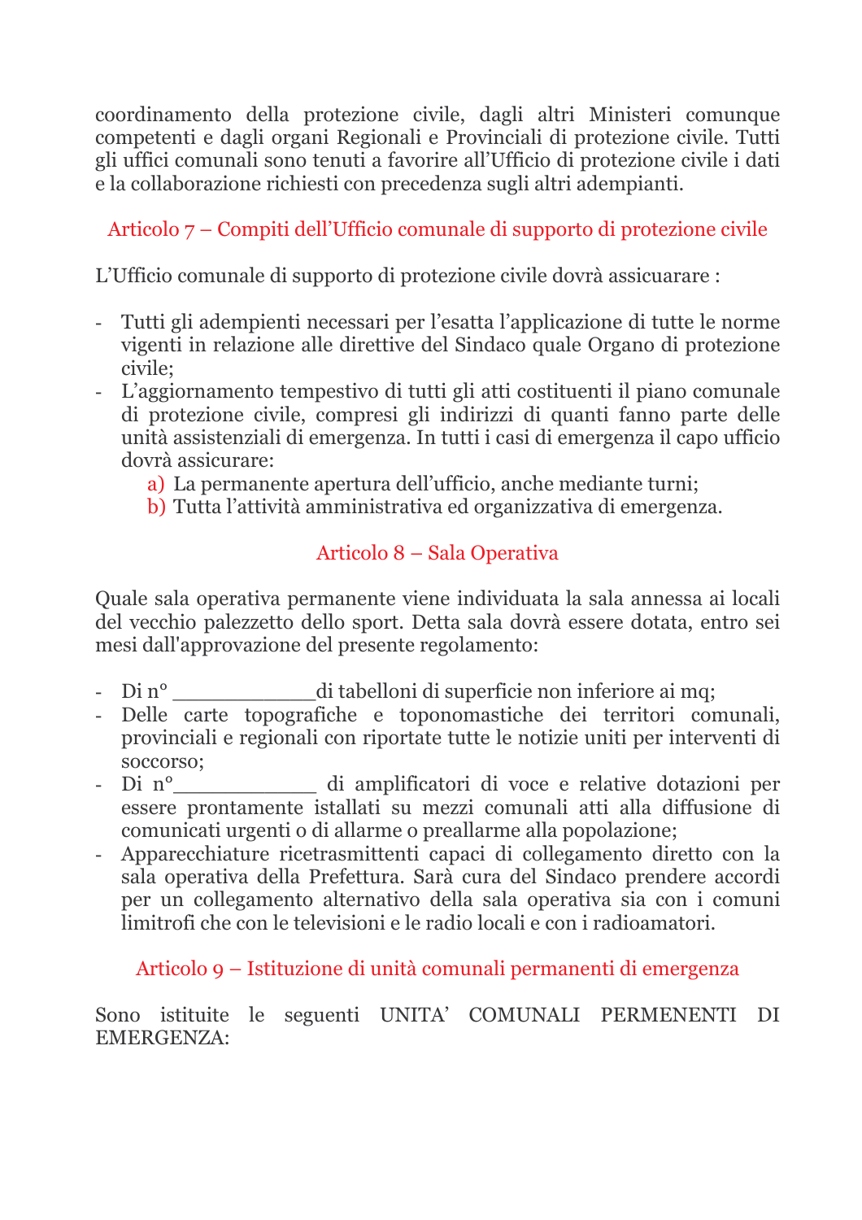coordinamento della protezione civile, dagli altri Ministeri comunque competenti e dagli organi Regionali e Provinciali di protezione civile. Tutti gli uffici comunali sono tenuti a favorire all'Ufficio di protezione civile i dati e la collaborazione richiesti con precedenza sugli altri adempianti.

## Articolo 7 – Compiti dell'Ufficio comunale di supporto di protezione civile

L'Ufficio comunale di supporto di protezione civile dovrà assicuarare :

- Tutti gli adempienti necessari per l'esatta l'applicazione di tutte le norme vigenti in relazione alle direttive del Sindaco quale Organo di protezione civile;
- L'aggiornamento tempestivo di tutti gli atti costituenti il piano comunale di protezione civile, compresi gli indirizzi di quanti fanno parte delle unità assistenziali di emergenza. In tutti i casi di emergenza il capo ufficio dovrà assicurare:
  a) La permanente apertura dell'ufficio, anche mediante turni;
  b) Tutta l'attività amministrativa ed organizzativa di emergenza.

## Articolo 8 – Sala Operativa

Quale sala operativa permanente viene individuata la sala annessa ai locali del vecchio palezzetto dello sport. Detta sala dovrà essere dotata, entro sei mesi dall'approvazione del presente regolamento:

- Di n° ____________di tabelloni di superficie non inferiore ai mq;
- Delle carte topografiche e toponomastiche dei territori comunali, provinciali e regionali con riportate tutte le notizie uniti per interventi di soccorso;
- Di n°____________ di amplificatori di voce e relative dotazioni per essere prontamente istallati su mezzi comunali atti alla diffusione di comunicati urgenti o di allarme o preallarme alla popolazione;
- Apparecchiature ricetrasmittenti capaci di collegamento diretto con la sala operativa della Prefettura. Sarà cura del Sindaco prendere accordi per un collegamento alternativo della sala operativa sia con i comuni limitrofi che con le televisioni e le radio locali e con i radioamatori.

## Articolo 9 – Istituzione di unità comunali permanenti di emergenza

Sono istituite le seguenti UNITA' COMUNALI PERMENENTI DI EMERGENZA: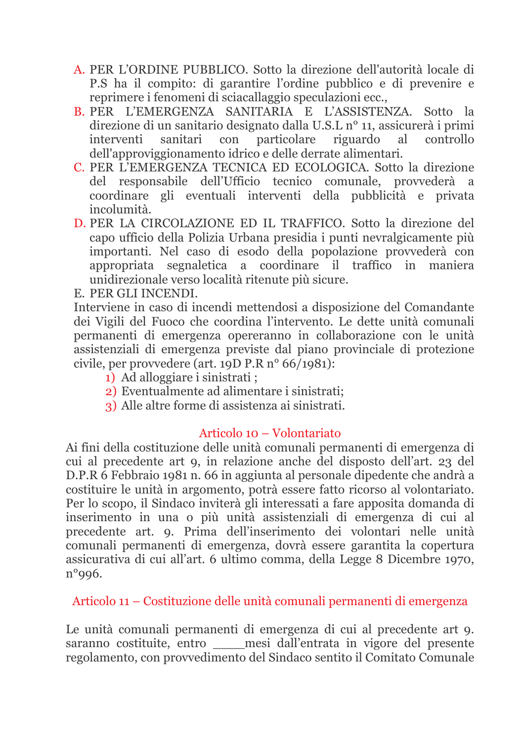A. PER L'ORDINE PUBBLICO. Sotto la direzione dell'autorità locale di P.S ha il compito: di garantire l'ordine pubblico e di prevenire e reprimere i fenomeni di sciacallaggio speculazioni ecc.,
B. PER L'EMERGENZA SANITARIA E L'ASSISTENZA. Sotto la direzione di un sanitario designato dalla U.S.L n° 11, assicurerà i primi interventi sanitari con particolare riguardo al controllo dell'approviggionamento idrico e delle derrate alimentari.
C. PER L'EMERGENZA TECNICA ED ECOLOGICA. Sotto la direzione del responsabile dell'Ufficio tecnico comunale, provvederà a coordinare gli eventuali interventi della pubblicità e privata incolumità.
D. PER LA CIRCOLAZIONE ED IL TRAFFICO. Sotto la direzione del capo ufficio della Polizia Urbana presidia i punti nevralgicamente più importanti. Nel caso di esodo della popolazione provvederà con appropriata segnaletica a coordinare il traffico in maniera unidirezionale verso località ritenute più sicure.
E. PER GLI INCENDI.

Interviene in caso di incendi mettendosi a disposizione del Comandante dei Vigili del Fuoco che coordina l'intervento. Le dette unità comunali permanenti di emergenza opereranno in collaborazione con le unità assistenziali di emergenza previste dal piano provinciale di protezione civile, per provvedere (art. 19D P.R n° 66/1981):

1) Ad alloggiare i sinistrati ;
2) Eventualmente ad alimentare i sinistrati;
3) Alle altre forme di assistenza ai sinistrati.

## Articolo 10 – Volontariato

Ai fini della costituzione delle unità comunali permanenti di emergenza di cui al precedente art 9, in relazione anche del disposto dell'art. 23 del D.P.R 6 Febbraio 1981 n. 66 in aggiunta al personale dipedente che andrà a costituire le unità in argomento, potrà essere fatto ricorso al volontariato. Per lo scopo, il Sindaco inviterà gli interessati a fare apposita domanda di inserimento in una o più unità assistenziali di emergenza di cui al precedente art. 9. Prima dell'inserimento dei volontari nelle unità comunali permanenti di emergenza, dovrà essere garantita la copertura assicurativa di cui all'art. 6 ultimo comma, della Legge 8 Dicembre 1970, n°996.

## Articolo 11 – Costituzione delle unità comunali permanenti di emergenza

Le unità comunali permanenti di emergenza di cui al precedente art 9. saranno costituite, entro _____mesi dall'entrata in vigore del presente regolamento, con provvedimento del Sindaco sentito il Comitato Comunale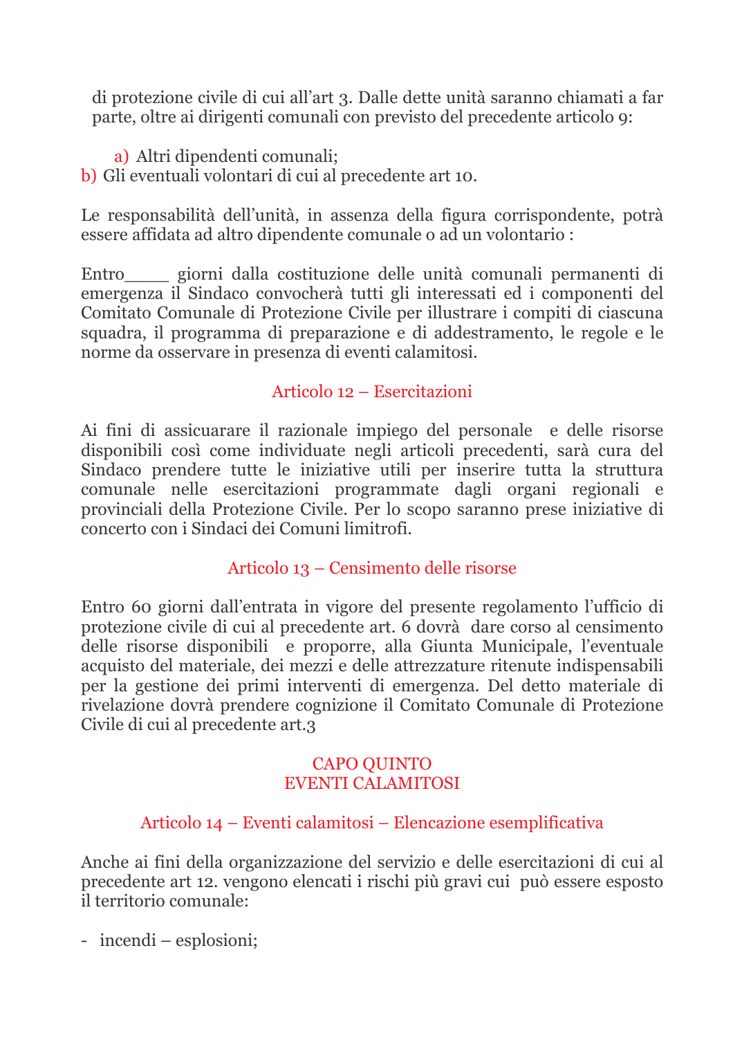di protezione civile di cui all'art 3. Dalle dette unità saranno chiamati a far parte, oltre ai dirigenti comunali con previsto del precedente articolo 9:

a) Altri dipendenti comunali;
b) Gli eventuali volontari di cui al precedente art 10.

Le responsabilità dell'unità, in assenza della figura corrispondente, potrà essere affidata ad altro dipendente comunale o ad un volontario :

Entro____ giorni dalla costituzione delle unità comunali permanenti di emergenza il Sindaco convocherà tutti gli interessati ed i componenti del Comitato Comunale di Protezione Civile per illustrare i compiti di ciascuna squadra, il programma di preparazione e di addestramento, le regole e le norme da osservare in presenza di eventi calamitosi.

### Articolo 12 – Esercitazioni

Ai fini di assicuarare il razionale impiego del personale e delle risorse disponibili così come individuate negli articoli precedenti, sarà cura del Sindaco prendere tutte le iniziative utili per inserire tutta la struttura comunale nelle esercitazioni programmate dagli organi regionali e provinciali della Protezione Civile. Per lo scopo saranno prese iniziative di concerto con i Sindaci dei Comuni limitrofi.

### Articolo 13 – Censimento delle risorse

Entro 60 giorni dall'entrata in vigore del presente regolamento l'ufficio di protezione civile di cui al precedente art. 6 dovrà dare corso al censimento delle risorse disponibili e proporre, alla Giunta Municipale, l'eventuale acquisto del materiale, dei mezzi e delle attrezzature ritenute indispensabili per la gestione dei primi interventi di emergenza. Del detto materiale di rivelazione dovrà prendere cognizione il Comitato Comunale di Protezione Civile di cui al precedente art.3

## CAPO QUINTO
## EVENTI CALAMITOSI

### Articolo 14 – Eventi calamitosi – Elencazione esemplificativa

Anche ai fini della organizzazione del servizio e delle esercitazioni di cui al precedente art 12. vengono elencati i rischi più gravi cui può essere esposto il territorio comunale:

- incendi – esplosioni;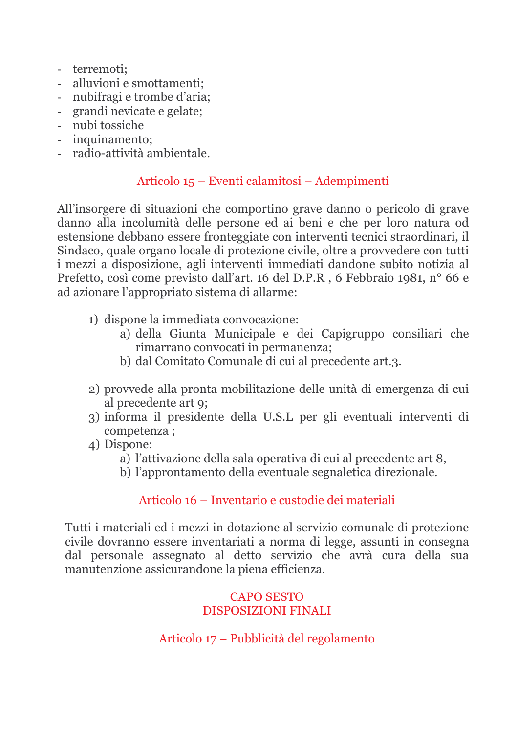- terremoti;
- alluvioni e smottamenti;
- nubifragi e trombe d'aria;
- grandi nevicate e gelate;
- nubi tossiche
- inquinamento;
- radio-attività ambientale.

### Articolo 15 – Eventi calamitosi – Adempimenti

All'insorgere di situazioni che comportino grave danno o pericolo di grave danno alla incolumità delle persone ed ai beni e che per loro natura od estensione debbano essere fronteggiate con interventi tecnici straordinari, il Sindaco, quale organo locale di protezione civile, oltre a provvedere con tutti i mezzi a disposizione, agli interventi immediati dandone subito notizia al Prefetto, così come previsto dall'art. 16 del D.P.R , 6 Febbraio 1981, n° 66 e ad azionare l'appropriato sistema di allarme:

1) dispone la immediata convocazione:
   a) della Giunta Municipale e dei Capigruppo consiliari che rimarranno convocati in permanenza;
   b) dal Comitato Comunale di cui al precedente art.3.

2) provvede alla pronta mobilitazione delle unità di emergenza di cui al precedente art 9;
3) informa il presidente della U.S.L per gli eventuali interventi di competenza ;
4) Dispone:
   a) l'attivazione della sala operativa di cui al precedente art 8,
   b) l'approntamento della eventuale segnaletica direzionale.

### Articolo 16 – Inventario e custodie dei materiali

Tutti i materiali ed i mezzi in dotazione al servizio comunale di protezione civile dovranno essere inventariati a norma di legge, assunti in consegna dal personale assegnato al detto servizio che avrà cura della sua manutenzione assicurandone la piena efficienza.

## CAPO SESTO
## DISPOSIZIONI FINALI

### Articolo 17 – Pubblicità del regolamento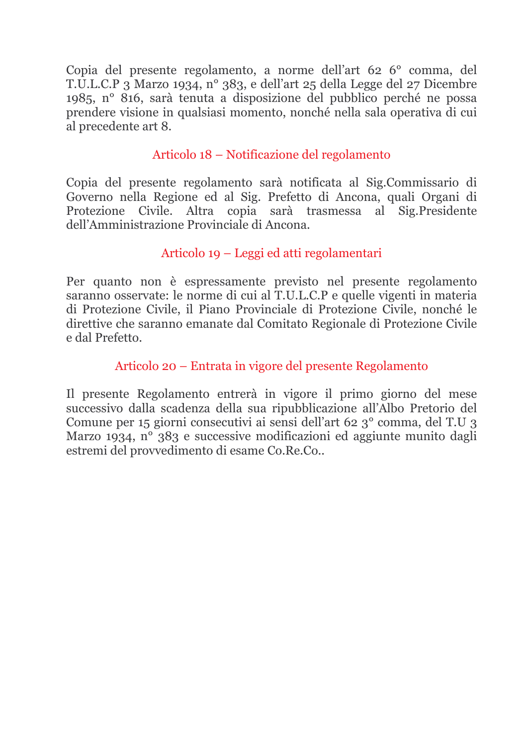Copia del presente regolamento, a norme dell'art 62 6° comma, del T.U.L.C.P 3 Marzo 1934, n° 383, e dell'art 25 della Legge del 27 Dicembre 1985, n° 816, sarà tenuta a disposizione del pubblico perché ne possa prendere visione in qualsiasi momento, nonché nella sala operativa di cui al precedente art 8.

## Articolo 18 – Notificazione del regolamento

Copia del presente regolamento sarà notificata al Sig.Commissario di Governo nella Regione ed al Sig. Prefetto di Ancona, quali Organi di Protezione Civile. Altra copia sarà trasmessa al Sig.Presidente dell'Amministrazione Provinciale di Ancona.

## Articolo 19 – Leggi ed atti regolamentari

Per quanto non è espressamente previsto nel presente regolamento saranno osservate: le norme di cui al T.U.L.C.P e quelle vigenti in materia di Protezione Civile, il Piano Provinciale di Protezione Civile, nonché le direttive che saranno emanate dal Comitato Regionale di Protezione Civile e dal Prefetto.

## Articolo 20 – Entrata in vigore del presente Regolamento

Il presente Regolamento entrerà in vigore il primo giorno del mese successivo dalla scadenza della sua ripubblicazione all'Albo Pretorio del Comune per 15 giorni consecutivi ai sensi dell'art 62 3° comma, del T.U 3 Marzo 1934, n° 383 e successive modificazioni ed aggiunte munito dagli estremi del provvedimento di esame Co.Re.Co..